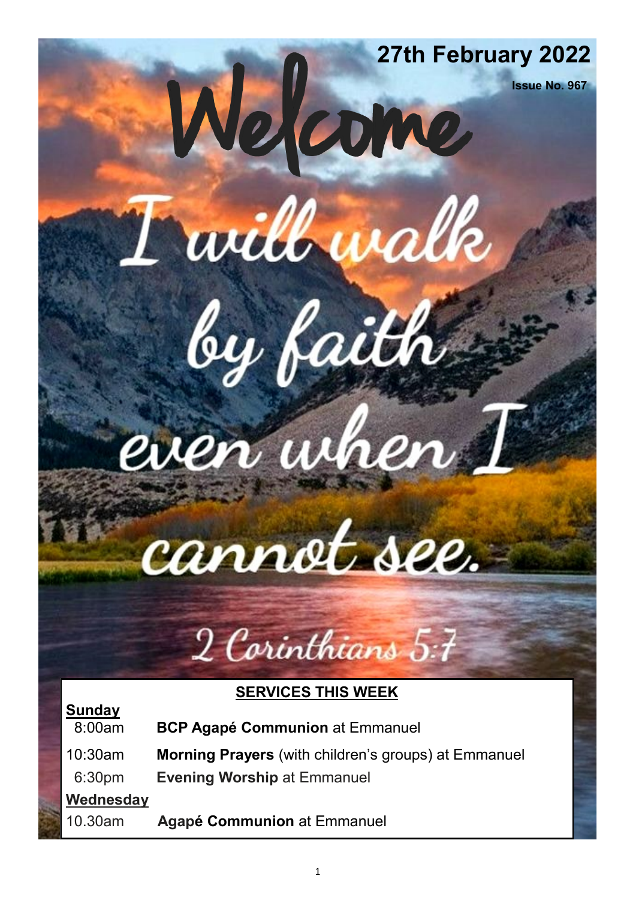**27th February 2022**

**Issue No. 967**

# Welcome

I will walk by faith even when I cannot see.

2 Corinthians 5:7

## SERVICES THIS WEEK

**Sunday**

| | |
|---|---|
| 8:00am | **BCP Agapé Communion** at Emmanuel |
| 10:30am | **Morning Prayers** (with children's groups) at Emmanuel |
| 6:30pm | **Evening Worship** at Emmanuel |

**Wednesday**

| | |
|---|---|
| 10.30am | **Agapé Communion** at Emmanuel |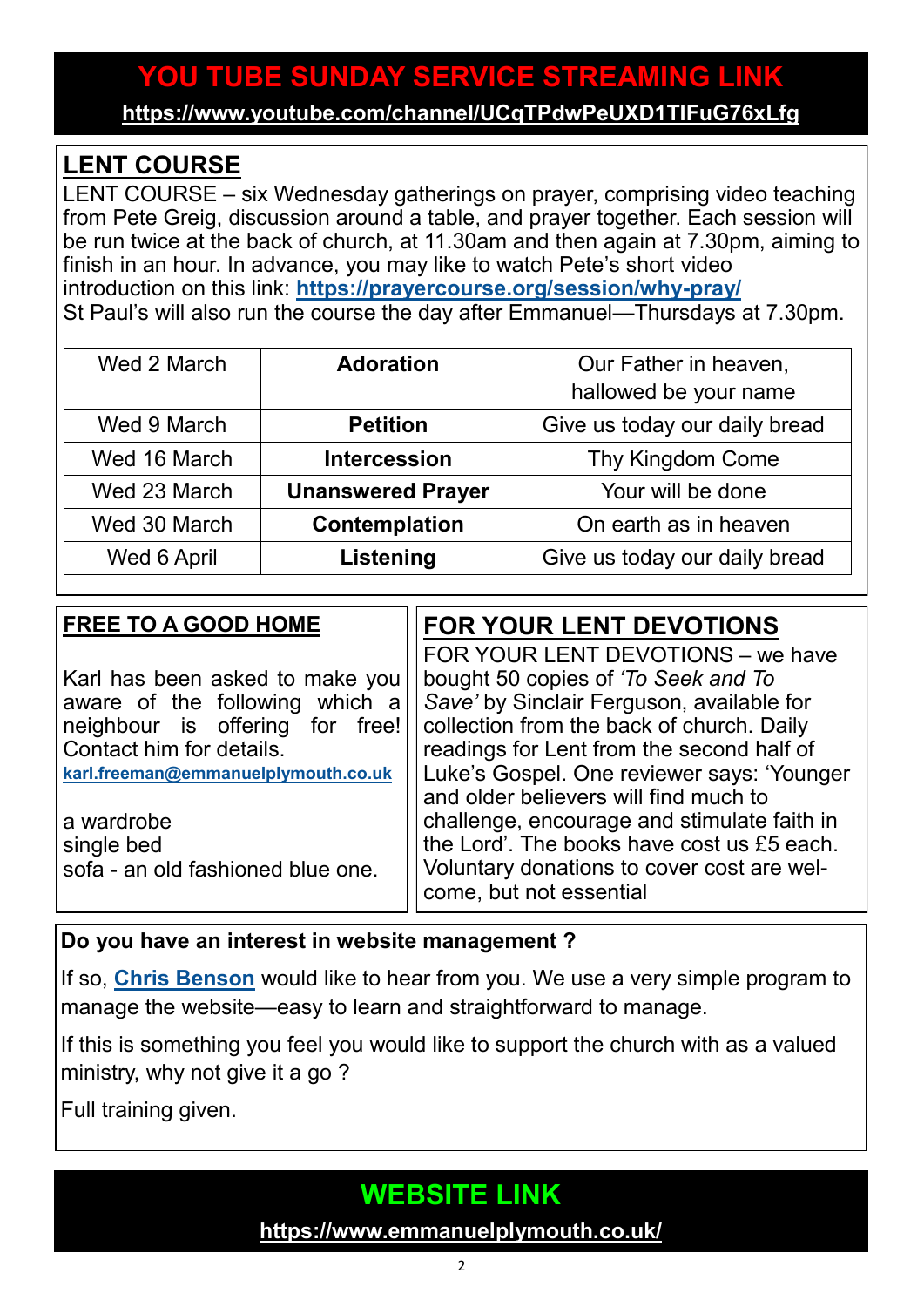# YOU TUBE SUNDAY SERVICE STREAMING LINK

**https://www.youtube.com/channel/UCqTPdwPeUXD1TlFuG76xLfg**

## LENT COURSE

LENT COURSE – six Wednesday gatherings on prayer, comprising video teaching from Pete Greig, discussion around a table, and prayer together. Each session will be run twice at the back of church, at 11.30am and then again at 7.30pm, aiming to finish in an hour. In advance, you may like to watch Pete's short video introduction on this link: **https://prayercourse.org/session/why-pray/**

St Paul's will also run the course the day after Emmanuel—Thursdays at 7.30pm.

| | | |
|---|---|---|
| Wed 2 March | **Adoration** | Our Father in heaven, hallowed be your name |
| Wed 9 March | **Petition** | Give us today our daily bread |
| Wed 16 March | **Intercession** | Thy Kingdom Come |
| Wed 23 March | **Unanswered Prayer** | Your will be done |
| Wed 30 March | **Contemplation** | On earth as in heaven |
| Wed 6 April | **Listening** | Give us today our daily bread |

## FREE TO A GOOD HOME

Karl has been asked to make you aware of the following which a neighbour is offering for free! Contact him for details.

**karl.freeman@emmanuelplymouth.co.uk**

a wardrobe
single bed
sofa - an old fashioned blue one.

## FOR YOUR LENT DEVOTIONS

FOR YOUR LENT DEVOTIONS – we have bought 50 copies of *'To Seek and To Save'* by Sinclair Ferguson, available for collection from the back of church. Daily readings for Lent from the second half of Luke's Gospel. One reviewer says: 'Younger and older believers will find much to challenge, encourage and stimulate faith in the Lord'. The books have cost us £5 each. Voluntary donations to cover cost are welcome, but not essential

**Do you have an interest in website management ?**

If so, **Chris Benson** would like to hear from you. We use a very simple program to manage the website—easy to learn and straightforward to manage.

If this is something you feel you would like to support the church with as a valued ministry, why not give it a go ?

Full training given.

# WEBSITE LINK

**https://www.emmanuelplymouth.co.uk/**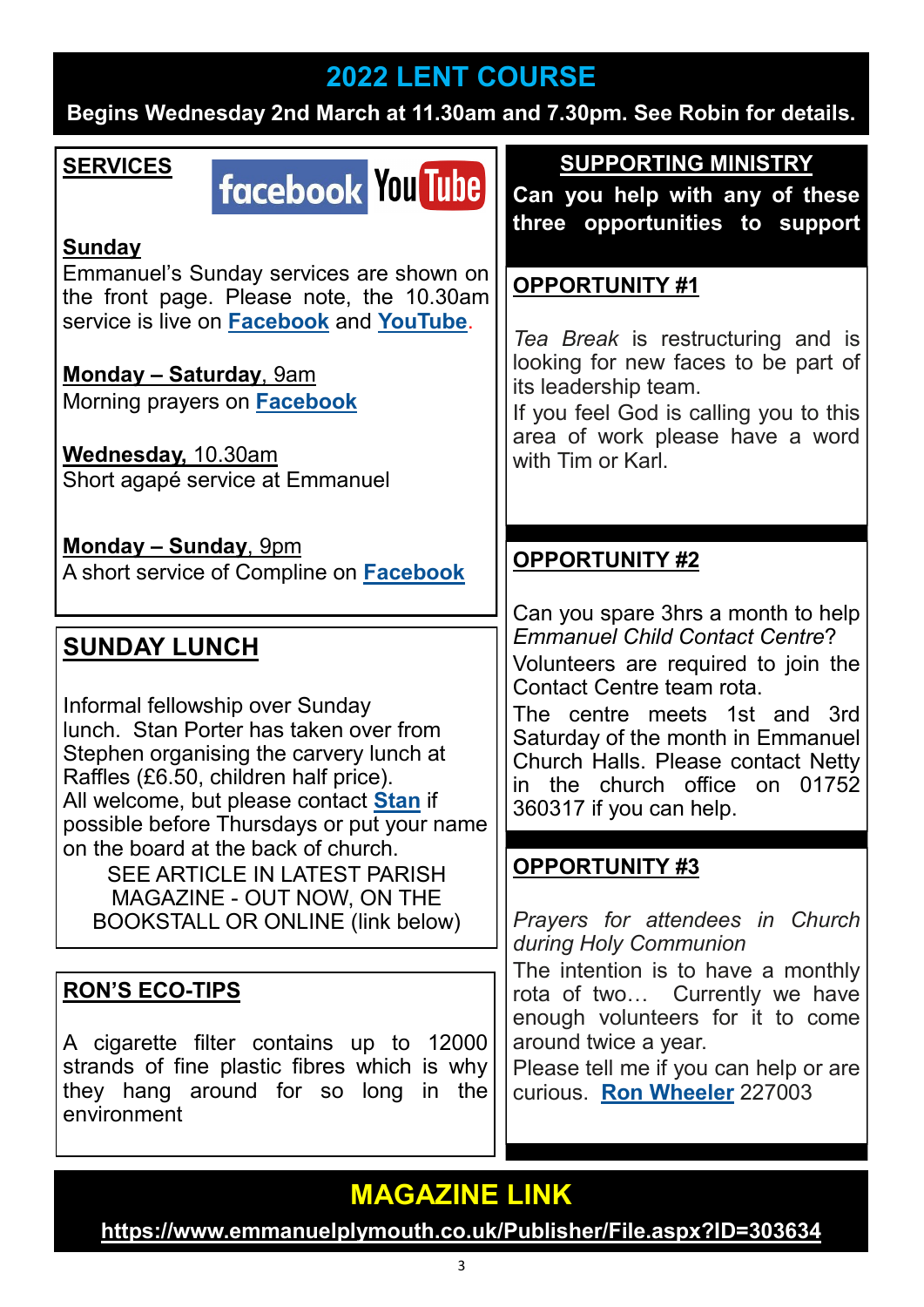# 2022 LENT COURSE

**Begins Wednesday 2nd March at 11.30am and 7.30pm. See Robin for details.**

## SERVICES

**Sunday**
Emmanuel's Sunday services are shown on the front page. Please note, the 10.30am service is live on **Facebook** and **YouTube**.

**Monday – Saturday**, 9am
Morning prayers on **Facebook**

**Wednesday,** 10.30am
Short agapé service at Emmanuel

**Monday – Sunday**, 9pm
A short service of Compline on **Facebook**

## SUNDAY LUNCH

Informal fellowship over Sunday lunch. Stan Porter has taken over from Stephen organising the carvery lunch at Raffles (£6.50, children half price).
All welcome, but please contact **Stan** if possible before Thursdays or put your name on the board at the back of church.

SEE ARTICLE IN LATEST PARISH MAGAZINE - OUT NOW, ON THE BOOKSTALL OR ONLINE (link below)

## RON'S ECO-TIPS

A cigarette filter contains up to 12000 strands of fine plastic fibres which is why they hang around for so long in the environment

## SUPPORTING MINISTRY

**Can you help with any of these three opportunities to support**

### OPPORTUNITY #1

*Tea Break* is restructuring and is looking for new faces to be part of its leadership team.
If you feel God is calling you to this area of work please have a word with Tim or Karl.

### OPPORTUNITY #2

Can you spare 3hrs a month to help *Emmanuel Child Contact Centre*?
Volunteers are required to join the Contact Centre team rota.
The centre meets 1st and 3rd Saturday of the month in Emmanuel Church Halls. Please contact Netty in the church office on 01752 360317 if you can help.

### OPPORTUNITY #3

*Prayers for attendees in Church during Holy Communion*
The intention is to have a monthly rota of two… Currently we have enough volunteers for it to come around twice a year.
Please tell me if you can help or are curious. **Ron Wheeler** 227003

# MAGAZINE LINK

**https://www.emmanuelplymouth.co.uk/Publisher/File.aspx?ID=303634**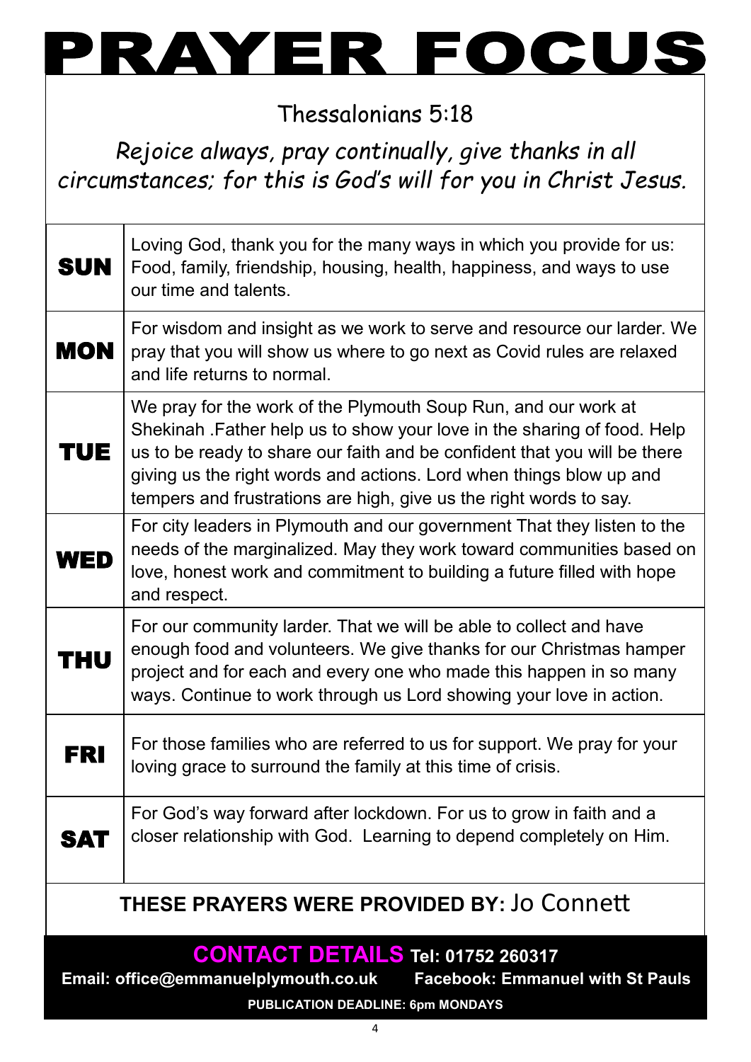# PRAYER FOCUS

Thessalonians 5:18

*Rejoice always, pray continually, give thanks in all circumstances; for this is God's will for you in Christ Jesus.*

| | |
|---|---|
| **SUN** | Loving God, thank you for the many ways in which you provide for us: Food, family, friendship, housing, health, happiness, and ways to use our time and talents. |
| **MON** | For wisdom and insight as we work to serve and resource our larder. We pray that you will show us where to go next as Covid rules are relaxed and life returns to normal. |
| **TUE** | We pray for the work of the Plymouth Soup Run, and our work at Shekinah .Father help us to show your love in the sharing of food. Help us to be ready to share our faith and be confident that you will be there giving us the right words and actions. Lord when things blow up and tempers and frustrations are high, give us the right words to say. |
| **WED** | For city leaders in Plymouth and our government That they listen to the needs of the marginalized. May they work toward communities based on love, honest work and commitment to building a future filled with hope and respect. |
| **THU** | For our community larder. That we will be able to collect and have enough food and volunteers. We give thanks for our Christmas hamper project and for each and every one who made this happen in so many ways. Continue to work through us Lord showing your love in action. |
| **FRI** | For those families who are referred to us for support. We pray for your loving grace to surround the family at this time of crisis. |
| **SAT** | For God's way forward after lockdown. For us to grow in faith and a closer relationship with God. Learning to depend completely on Him. |

**THESE PRAYERS WERE PROVIDED BY:** Jo Connett

**CONTACT DETAILS Tel: 01752 260317**

**Email: office@emmanuelplymouth.co.uk Facebook: Emmanuel with St Pauls**

**PUBLICATION DEADLINE: 6pm MONDAYS**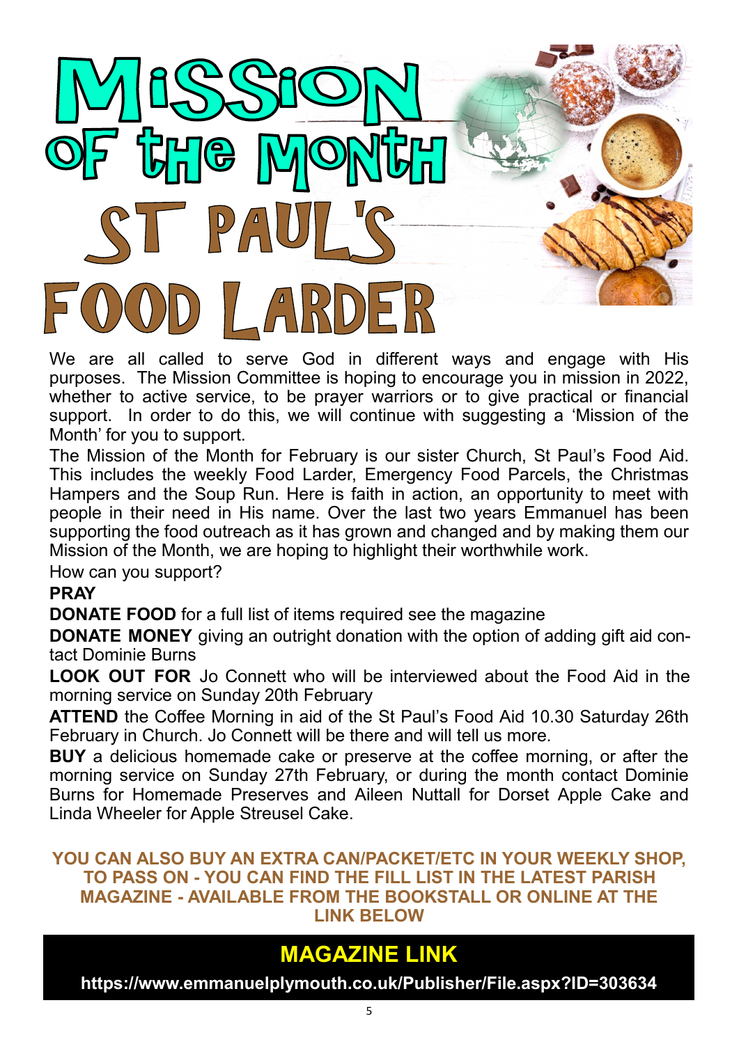# Mission of the Month

# St Paul's Food Larder

We are all called to serve God in different ways and engage with His purposes. The Mission Committee is hoping to encourage you in mission in 2022, whether to active service, to be prayer warriors or to give practical or financial support. In order to do this, we will continue with suggesting a 'Mission of the Month' for you to support.

The Mission of the Month for February is our sister Church, St Paul's Food Aid. This includes the weekly Food Larder, Emergency Food Parcels, the Christmas Hampers and the Soup Run. Here is faith in action, an opportunity to meet with people in their need in His name. Over the last two years Emmanuel has been supporting the food outreach as it has grown and changed and by making them our Mission of the Month, we are hoping to highlight their worthwhile work.

How can you support?

**PRAY**

**DONATE FOOD** for a full list of items required see the magazine

**DONATE MONEY** giving an outright donation with the option of adding gift aid contact Dominie Burns

**LOOK OUT FOR** Jo Connett who will be interviewed about the Food Aid in the morning service on Sunday 20th February

**ATTEND** the Coffee Morning in aid of the St Paul's Food Aid 10.30 Saturday 26th February in Church. Jo Connett will be there and will tell us more.

**BUY** a delicious homemade cake or preserve at the coffee morning, or after the morning service on Sunday 27th February, or during the month contact Dominie Burns for Homemade Preserves and Aileen Nuttall for Dorset Apple Cake and Linda Wheeler for Apple Streusel Cake.

**YOU CAN ALSO BUY AN EXTRA CAN/PACKET/ETC IN YOUR WEEKLY SHOP, TO PASS ON - YOU CAN FIND THE FILL LIST IN THE LATEST PARISH MAGAZINE - AVAILABLE FROM THE BOOKSTALL OR ONLINE AT THE LINK BELOW**

## MAGAZINE LINK

**https://www.emmanuelplymouth.co.uk/Publisher/File.aspx?ID=303634**